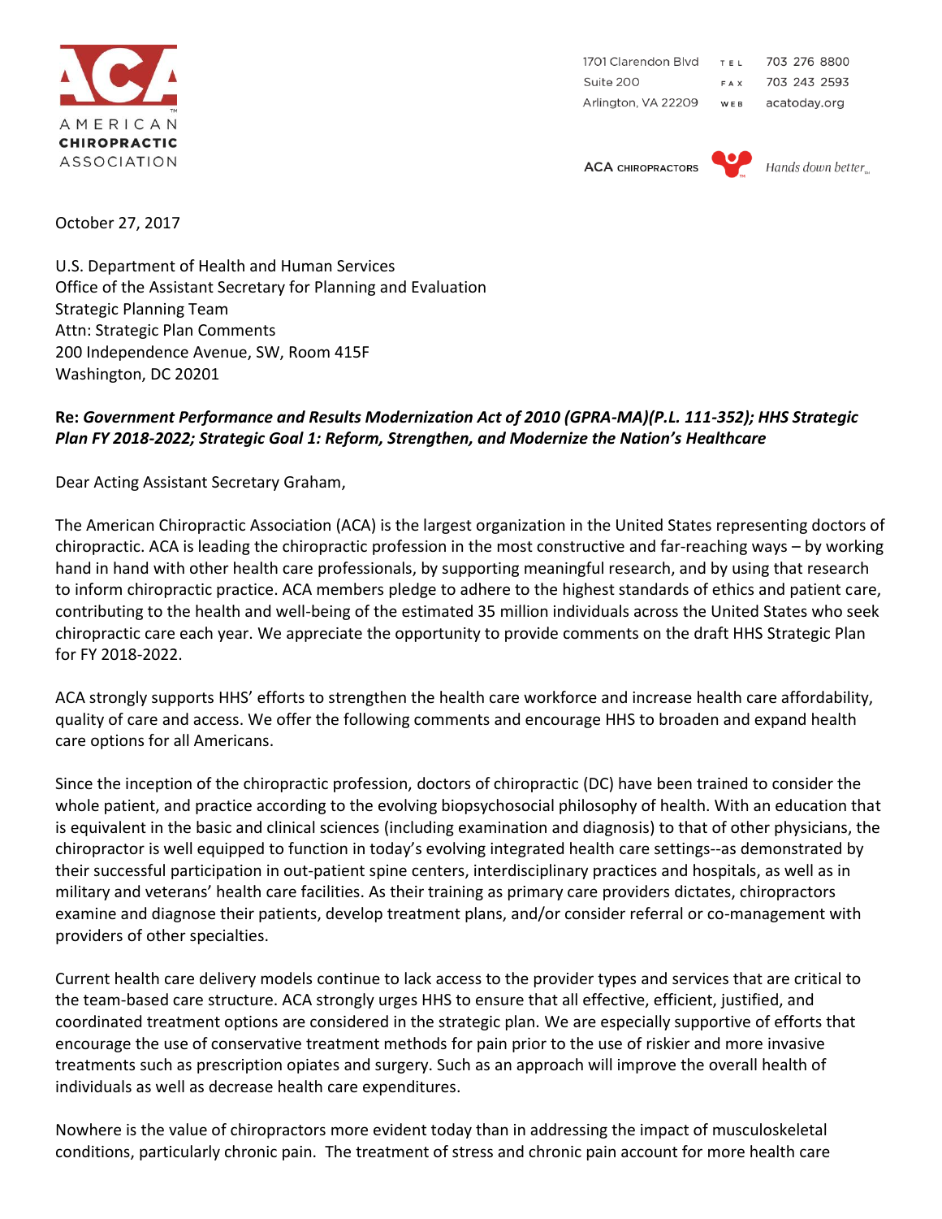AMERICAN **CHIROPRACTIC** ASSOCIATION

1701 Clarendon Blvd
Suite 200
Arlington, VA 22209

TEL 703 276 8800
FAX 703 243 2593
WEB acatoday.org

ACA CHIROPRACTORS — *Hands down better*

October 27, 2017

U.S. Department of Health and Human Services
Office of the Assistant Secretary for Planning and Evaluation
Strategic Planning Team
Attn: Strategic Plan Comments
200 Independence Avenue, SW, Room 415F
Washington, DC 20201

**Re: *Government Performance and Results Modernization Act of 2010 (GPRA-MA)(P.L. 111-352); HHS Strategic Plan FY 2018-2022; Strategic Goal 1: Reform, Strengthen, and Modernize the Nation's Healthcare***

Dear Acting Assistant Secretary Graham,

The American Chiropractic Association (ACA) is the largest organization in the United States representing doctors of chiropractic. ACA is leading the chiropractic profession in the most constructive and far-reaching ways – by working hand in hand with other health care professionals, by supporting meaningful research, and by using that research to inform chiropractic practice. ACA members pledge to adhere to the highest standards of ethics and patient care, contributing to the health and well-being of the estimated 35 million individuals across the United States who seek chiropractic care each year. We appreciate the opportunity to provide comments on the draft HHS Strategic Plan for FY 2018-2022.

ACA strongly supports HHS' efforts to strengthen the health care workforce and increase health care affordability, quality of care and access. We offer the following comments and encourage HHS to broaden and expand health care options for all Americans.

Since the inception of the chiropractic profession, doctors of chiropractic (DC) have been trained to consider the whole patient, and practice according to the evolving biopsychosocial philosophy of health. With an education that is equivalent in the basic and clinical sciences (including examination and diagnosis) to that of other physicians, the chiropractor is well equipped to function in today's evolving integrated health care settings--as demonstrated by their successful participation in out-patient spine centers, interdisciplinary practices and hospitals, as well as in military and veterans' health care facilities. As their training as primary care providers dictates, chiropractors examine and diagnose their patients, develop treatment plans, and/or consider referral or co-management with providers of other specialties.

Current health care delivery models continue to lack access to the provider types and services that are critical to the team-based care structure. ACA strongly urges HHS to ensure that all effective, efficient, justified, and coordinated treatment options are considered in the strategic plan. We are especially supportive of efforts that encourage the use of conservative treatment methods for pain prior to the use of riskier and more invasive treatments such as prescription opiates and surgery. Such as an approach will improve the overall health of individuals as well as decrease health care expenditures.

Nowhere is the value of chiropractors more evident today than in addressing the impact of musculoskeletal conditions, particularly chronic pain. The treatment of stress and chronic pain account for more health care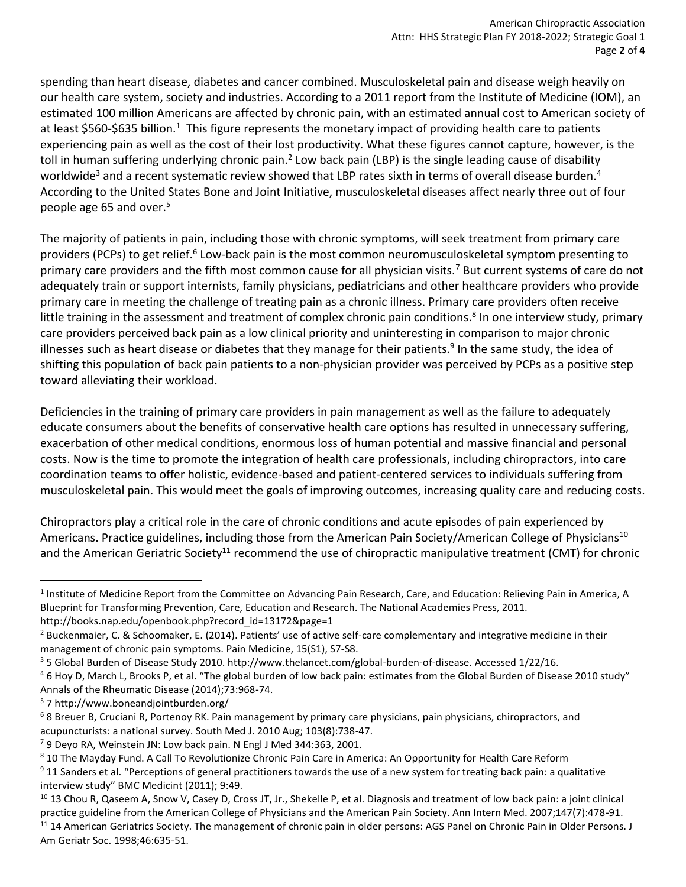spending than heart disease, diabetes and cancer combined. Musculoskeletal pain and disease weigh heavily on our health care system, society and industries. According to a 2011 report from the Institute of Medicine (IOM), an estimated 100 million Americans are affected by chronic pain, with an estimated annual cost to American society of at least $560-$635 billion.[1] This figure represents the monetary impact of providing health care to patients experiencing pain as well as the cost of their lost productivity. What these figures cannot capture, however, is the toll in human suffering underlying chronic pain.[2] Low back pain (LBP) is the single leading cause of disability worldwide[3] and a recent systematic review showed that LBP rates sixth in terms of overall disease burden.[4] According to the United States Bone and Joint Initiative, musculoskeletal diseases affect nearly three out of four people age 65 and over.[5]

The majority of patients in pain, including those with chronic symptoms, will seek treatment from primary care providers (PCPs) to get relief.[6] Low-back pain is the most common neuromusculoskeletal symptom presenting to primary care providers and the fifth most common cause for all physician visits.[7] But current systems of care do not adequately train or support internists, family physicians, pediatricians and other healthcare providers who provide primary care in meeting the challenge of treating pain as a chronic illness. Primary care providers often receive little training in the assessment and treatment of complex chronic pain conditions.[8] In one interview study, primary care providers perceived back pain as a low clinical priority and uninteresting in comparison to major chronic illnesses such as heart disease or diabetes that they manage for their patients.[9] In the same study, the idea of shifting this population of back pain patients to a non-physician provider was perceived by PCPs as a positive step toward alleviating their workload.

Deficiencies in the training of primary care providers in pain management as well as the failure to adequately educate consumers about the benefits of conservative health care options has resulted in unnecessary suffering, exacerbation of other medical conditions, enormous loss of human potential and massive financial and personal costs. Now is the time to promote the integration of health care professionals, including chiropractors, into care coordination teams to offer holistic, evidence-based and patient-centered services to individuals suffering from musculoskeletal pain. This would meet the goals of improving outcomes, increasing quality care and reducing costs.

Chiropractors play a critical role in the care of chronic conditions and acute episodes of pain experienced by Americans. Practice guidelines, including those from the American Pain Society/American College of Physicians[10] and the American Geriatric Society[11] recommend the use of chiropractic manipulative treatment (CMT) for chronic

---

[1] Institute of Medicine Report from the Committee on Advancing Pain Research, Care, and Education: Relieving Pain in America, A Blueprint for Transforming Prevention, Care, Education and Research. The National Academies Press, 2011. http://books.nap.edu/openbook.php?record_id=13172&page=1

[2] Buckenmaier, C. & Schoomaker, E. (2014). Patients' use of active self-care complementary and integrative medicine in their management of chronic pain symptoms. Pain Medicine, 15(S1), S7-S8.

[3] 5 Global Burden of Disease Study 2010. http://www.thelancet.com/global-burden-of-disease. Accessed 1/22/16.

[4] 6 Hoy D, March L, Brooks P, et al. "The global burden of low back pain: estimates from the Global Burden of Disease 2010 study" Annals of the Rheumatic Disease (2014);73:968-74.

[5] 7 http://www.boneandjointburden.org/

[6] 8 Breuer B, Cruciani R, Portenoy RK. Pain management by primary care physicians, pain physicians, chiropractors, and acupuncturists: a national survey. South Med J. 2010 Aug; 103(8):738-47.

[7] 9 Deyo RA, Weinstein JN: Low back pain. N Engl J Med 344:363, 2001.

[8] 10 The Mayday Fund. A Call To Revolutionize Chronic Pain Care in America: An Opportunity for Health Care Reform

[9] 11 Sanders et al. "Perceptions of general practitioners towards the use of a new system for treating back pain: a qualitative interview study" BMC Medicint (2011); 9:49.

[10] 13 Chou R, Qaseem A, Snow V, Casey D, Cross JT, Jr., Shekelle P, et al. Diagnosis and treatment of low back pain: a joint clinical practice guideline from the American College of Physicians and the American Pain Society. Ann Intern Med. 2007;147(7):478-91.

[11] 14 American Geriatrics Society. The management of chronic pain in older persons: AGS Panel on Chronic Pain in Older Persons. J Am Geriatr Soc. 1998;46:635-51.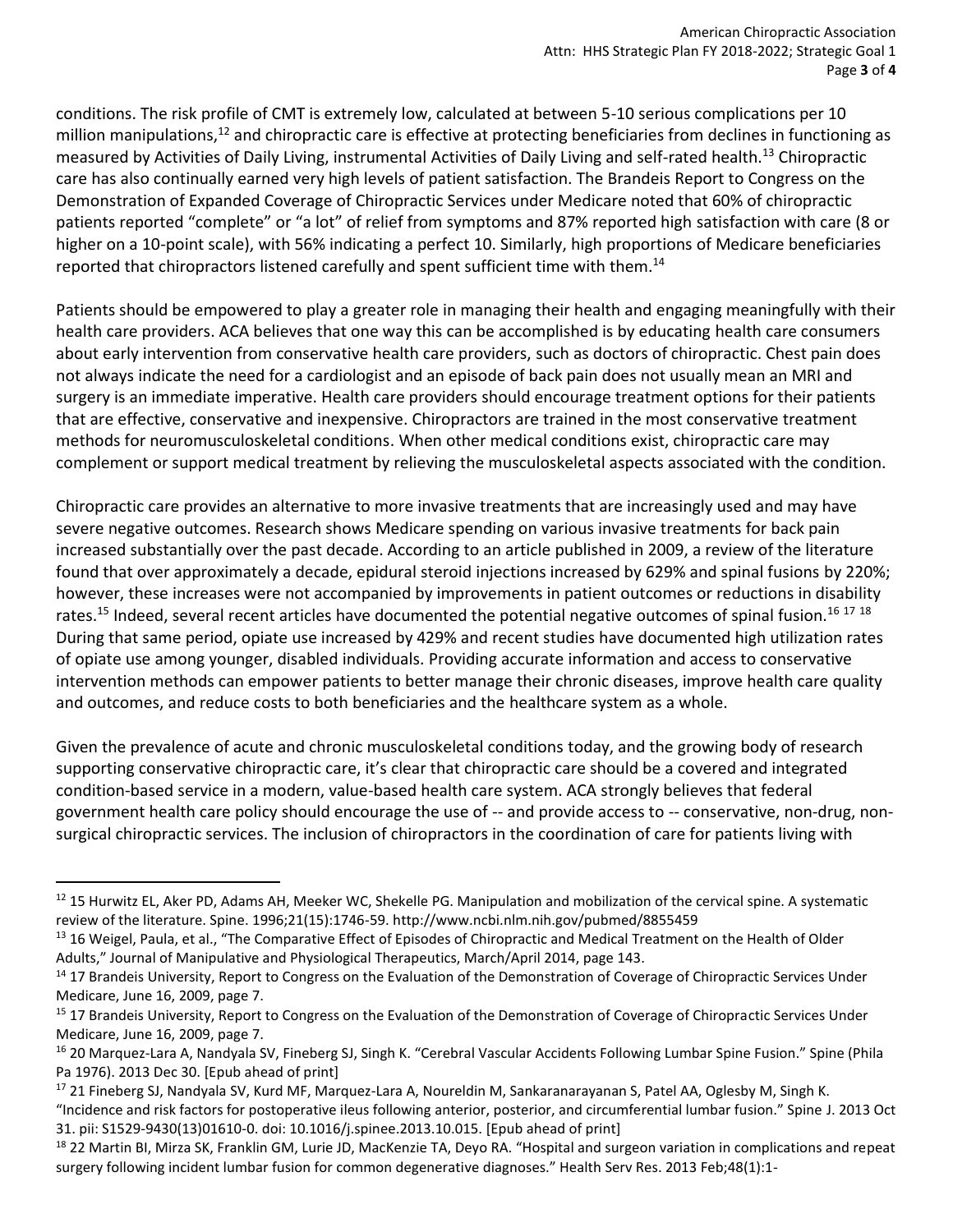conditions. The risk profile of CMT is extremely low, calculated at between 5-10 serious complications per 10 million manipulations,[12] and chiropractic care is effective at protecting beneficiaries from declines in functioning as measured by Activities of Daily Living, instrumental Activities of Daily Living and self-rated health.[13] Chiropractic care has also continually earned very high levels of patient satisfaction. The Brandeis Report to Congress on the Demonstration of Expanded Coverage of Chiropractic Services under Medicare noted that 60% of chiropractic patients reported "complete" or "a lot" of relief from symptoms and 87% reported high satisfaction with care (8 or higher on a 10-point scale), with 56% indicating a perfect 10. Similarly, high proportions of Medicare beneficiaries reported that chiropractors listened carefully and spent sufficient time with them.[14]

Patients should be empowered to play a greater role in managing their health and engaging meaningfully with their health care providers. ACA believes that one way this can be accomplished is by educating health care consumers about early intervention from conservative health care providers, such as doctors of chiropractic. Chest pain does not always indicate the need for a cardiologist and an episode of back pain does not usually mean an MRI and surgery is an immediate imperative. Health care providers should encourage treatment options for their patients that are effective, conservative and inexpensive. Chiropractors are trained in the most conservative treatment methods for neuromusculoskeletal conditions. When other medical conditions exist, chiropractic care may complement or support medical treatment by relieving the musculoskeletal aspects associated with the condition.

Chiropractic care provides an alternative to more invasive treatments that are increasingly used and may have severe negative outcomes. Research shows Medicare spending on various invasive treatments for back pain increased substantially over the past decade. According to an article published in 2009, a review of the literature found that over approximately a decade, epidural steroid injections increased by 629% and spinal fusions by 220%; however, these increases were not accompanied by improvements in patient outcomes or reductions in disability rates.[15] Indeed, several recent articles have documented the potential negative outcomes of spinal fusion.[16] [17] [18] During that same period, opiate use increased by 429% and recent studies have documented high utilization rates of opiate use among younger, disabled individuals. Providing accurate information and access to conservative intervention methods can empower patients to better manage their chronic diseases, improve health care quality and outcomes, and reduce costs to both beneficiaries and the healthcare system as a whole.

Given the prevalence of acute and chronic musculoskeletal conditions today, and the growing body of research supporting conservative chiropractic care, it's clear that chiropractic care should be a covered and integrated condition-based service in a modern, value-based health care system. ACA strongly believes that federal government health care policy should encourage the use of -- and provide access to -- conservative, non-drug, non-surgical chiropractic services. The inclusion of chiropractors in the coordination of care for patients living with

---

[12] 15 Hurwitz EL, Aker PD, Adams AH, Meeker WC, Shekelle PG. Manipulation and mobilization of the cervical spine. A systematic review of the literature. Spine. 1996;21(15):1746-59. http://www.ncbi.nlm.nih.gov/pubmed/8855459

[13] 16 Weigel, Paula, et al., "The Comparative Effect of Episodes of Chiropractic and Medical Treatment on the Health of Older Adults," Journal of Manipulative and Physiological Therapeutics, March/April 2014, page 143.

[14] 17 Brandeis University, Report to Congress on the Evaluation of the Demonstration of Coverage of Chiropractic Services Under Medicare, June 16, 2009, page 7.

[15] 17 Brandeis University, Report to Congress on the Evaluation of the Demonstration of Coverage of Chiropractic Services Under Medicare, June 16, 2009, page 7.

[16] 20 Marquez-Lara A, Nandyala SV, Fineberg SJ, Singh K. "Cerebral Vascular Accidents Following Lumbar Spine Fusion." Spine (Phila Pa 1976). 2013 Dec 30. [Epub ahead of print]

[17] 21 Fineberg SJ, Nandyala SV, Kurd MF, Marquez-Lara A, Noureldin M, Sankaranarayanan S, Patel AA, Oglesby M, Singh K. "Incidence and risk factors for postoperative ileus following anterior, posterior, and circumferential lumbar fusion." Spine J. 2013 Oct 31. pii: S1529-9430(13)01610-0. doi: 10.1016/j.spinee.2013.10.015. [Epub ahead of print]

[18] 22 Martin BI, Mirza SK, Franklin GM, Lurie JD, MacKenzie TA, Deyo RA. "Hospital and surgeon variation in complications and repeat surgery following incident lumbar fusion for common degenerative diagnoses." Health Serv Res. 2013 Feb;48(1):1-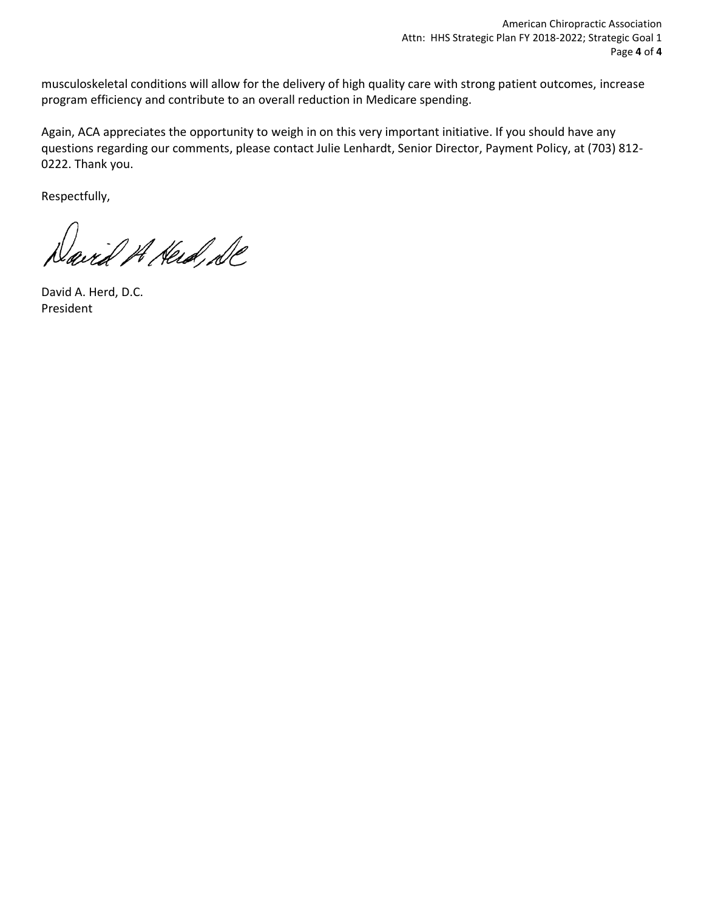musculoskeletal conditions will allow for the delivery of high quality care with strong patient outcomes, increase program efficiency and contribute to an overall reduction in Medicare spending.

Again, ACA appreciates the opportunity to weigh in on this very important initiative. If you should have any questions regarding our comments, please contact Julie Lenhardt, Senior Director, Payment Policy, at (703) 812-0222. Thank you.

Respectfully,

David A. Herd, D.C.
President